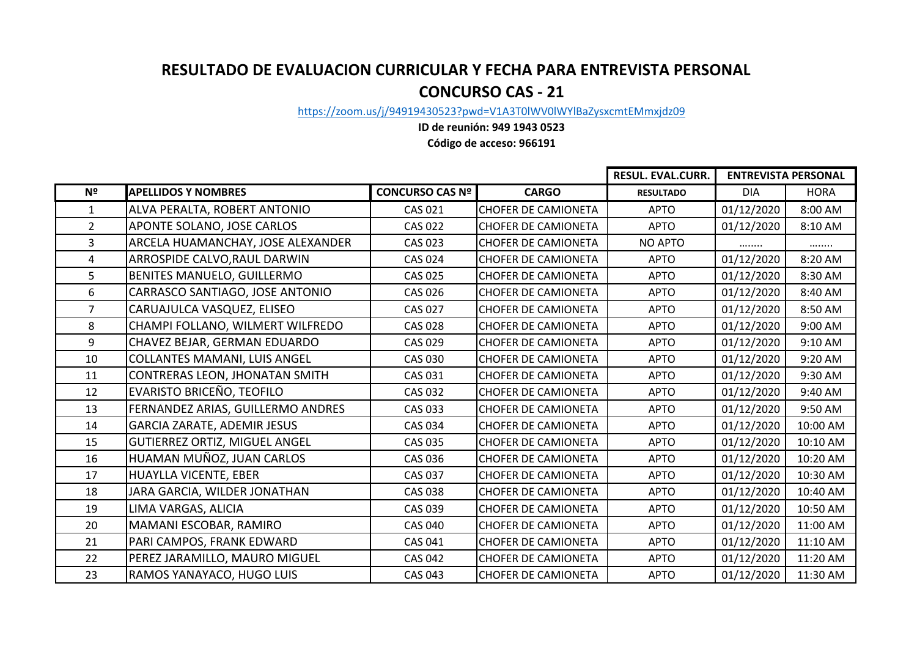# RESULTADO DE EVALUACION CURRICULAR Y FECHA PARA ENTREVISTA PERSONAL

## CONCURSO CAS - 21

https://zoom.us/j/94919430523?pwd=V1A3T0lWV0lWYlBaZysxcmtEMmxjdz09

**ID de reunión: 949 1943 0523**

**Código de acceso: 966191**

| | | | | RESUL. EVAL.CURR. | ENTREVISTA PERSONAL | |
|---|---|---|---|---|---|---|
| **Nº** | **APELLIDOS Y NOMBRES** | **CONCURSO CAS Nº** | **CARGO** | **RESULTADO** | DIA | HORA |
| 1 | ALVA PERALTA, ROBERT ANTONIO | CAS 021 | CHOFER DE CAMIONETA | APTO | 01/12/2020 | 8:00 AM |
| 2 | APONTE SOLANO, JOSE CARLOS | CAS 022 | CHOFER DE CAMIONETA | APTO | 01/12/2020 | 8:10 AM |
| 3 | ARCELA HUAMANCHAY, JOSE ALEXANDER | CAS 023 | CHOFER DE CAMIONETA | NO APTO | …….. | …….. |
| 4 | ARROSPIDE CALVO,RAUL DARWIN | CAS 024 | CHOFER DE CAMIONETA | APTO | 01/12/2020 | 8:20 AM |
| 5 | BENITES MANUELO, GUILLERMO | CAS 025 | CHOFER DE CAMIONETA | APTO | 01/12/2020 | 8:30 AM |
| 6 | CARRASCO SANTIAGO, JOSE ANTONIO | CAS 026 | CHOFER DE CAMIONETA | APTO | 01/12/2020 | 8:40 AM |
| 7 | CARUAJULCA VASQUEZ, ELISEO | CAS 027 | CHOFER DE CAMIONETA | APTO | 01/12/2020 | 8:50 AM |
| 8 | CHAMPI FOLLANO, WILMERT WILFREDO | CAS 028 | CHOFER DE CAMIONETA | APTO | 01/12/2020 | 9:00 AM |
| 9 | CHAVEZ BEJAR, GERMAN EDUARDO | CAS 029 | CHOFER DE CAMIONETA | APTO | 01/12/2020 | 9:10 AM |
| 10 | COLLANTES MAMANI, LUIS ANGEL | CAS 030 | CHOFER DE CAMIONETA | APTO | 01/12/2020 | 9:20 AM |
| 11 | CONTRERAS LEON, JHONATAN SMITH | CAS 031 | CHOFER DE CAMIONETA | APTO | 01/12/2020 | 9:30 AM |
| 12 | EVARISTO BRICEÑO, TEOFILO | CAS 032 | CHOFER DE CAMIONETA | APTO | 01/12/2020 | 9:40 AM |
| 13 | FERNANDEZ ARIAS, GUILLERMO ANDRES | CAS 033 | CHOFER DE CAMIONETA | APTO | 01/12/2020 | 9:50 AM |
| 14 | GARCIA ZARATE, ADEMIR JESUS | CAS 034 | CHOFER DE CAMIONETA | APTO | 01/12/2020 | 10:00 AM |
| 15 | GUTIERREZ ORTIZ, MIGUEL ANGEL | CAS 035 | CHOFER DE CAMIONETA | APTO | 01/12/2020 | 10:10 AM |
| 16 | HUAMAN MUÑOZ, JUAN CARLOS | CAS 036 | CHOFER DE CAMIONETA | APTO | 01/12/2020 | 10:20 AM |
| 17 | HUAYLLA VICENTE, EBER | CAS 037 | CHOFER DE CAMIONETA | APTO | 01/12/2020 | 10:30 AM |
| 18 | JARA GARCIA, WILDER JONATHAN | CAS 038 | CHOFER DE CAMIONETA | APTO | 01/12/2020 | 10:40 AM |
| 19 | LIMA VARGAS, ALICIA | CAS 039 | CHOFER DE CAMIONETA | APTO | 01/12/2020 | 10:50 AM |
| 20 | MAMANI ESCOBAR, RAMIRO | CAS 040 | CHOFER DE CAMIONETA | APTO | 01/12/2020 | 11:00 AM |
| 21 | PARI CAMPOS, FRANK EDWARD | CAS 041 | CHOFER DE CAMIONETA | APTO | 01/12/2020 | 11:10 AM |
| 22 | PEREZ JARAMILLO, MAURO MIGUEL | CAS 042 | CHOFER DE CAMIONETA | APTO | 01/12/2020 | 11:20 AM |
| 23 | RAMOS YANAYACO, HUGO LUIS | CAS 043 | CHOFER DE CAMIONETA | APTO | 01/12/2020 | 11:30 AM |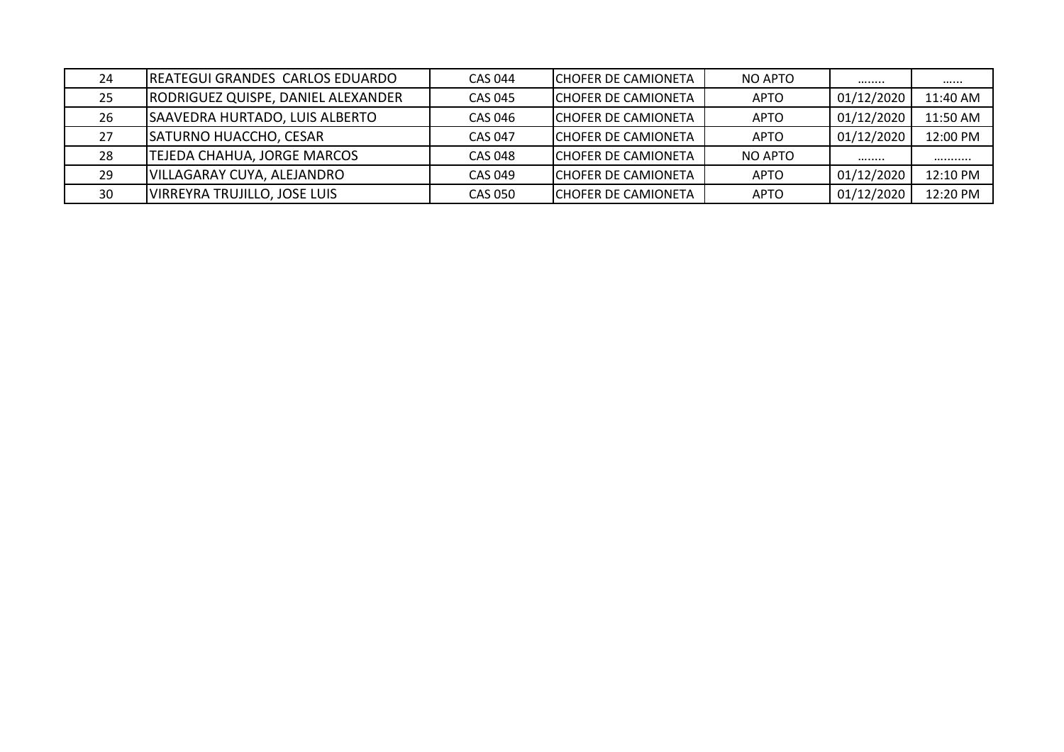| | | | | | | |
|---|---|---|---|---|---|---|
| 24 | REATEGUI GRANDES CARLOS EDUARDO | CAS 044 | CHOFER DE CAMIONETA | NO APTO | ........ | ...... |
| 25 | RODRIGUEZ QUISPE, DANIEL ALEXANDER | CAS 045 | CHOFER DE CAMIONETA | APTO | 01/12/2020 | 11:40 AM |
| 26 | SAAVEDRA HURTADO, LUIS ALBERTO | CAS 046 | CHOFER DE CAMIONETA | APTO | 01/12/2020 | 11:50 AM |
| 27 | SATURNO HUACCHO, CESAR | CAS 047 | CHOFER DE CAMIONETA | APTO | 01/12/2020 | 12:00 PM |
| 28 | TEJEDA CHAHUA, JORGE MARCOS | CAS 048 | CHOFER DE CAMIONETA | NO APTO | ........ | .......... |
| 29 | VILLAGARAY CUYA, ALEJANDRO | CAS 049 | CHOFER DE CAMIONETA | APTO | 01/12/2020 | 12:10 PM |
| 30 | VIRREYRA TRUJILLO, JOSE LUIS | CAS 050 | CHOFER DE CAMIONETA | APTO | 01/12/2020 | 12:20 PM |